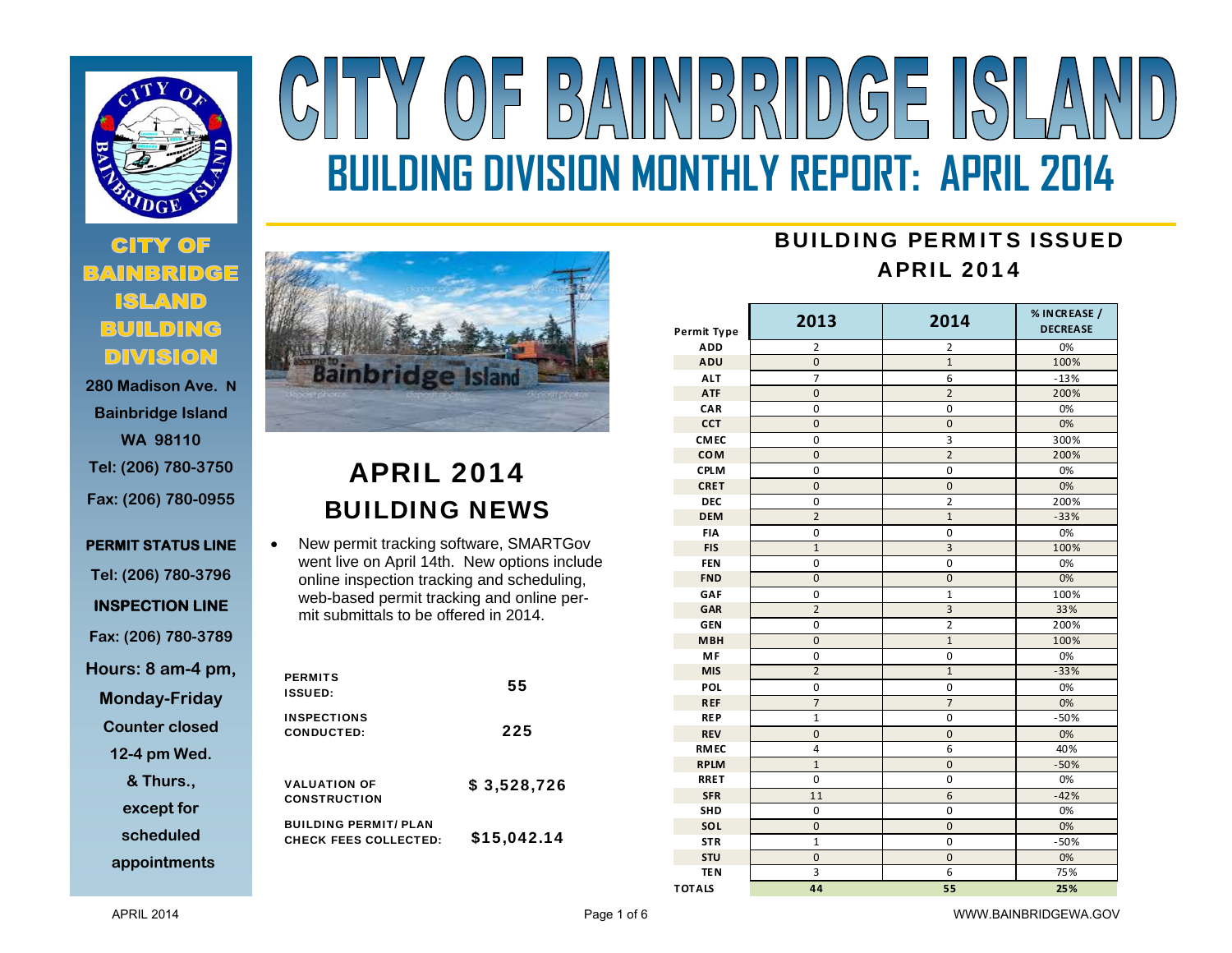# CITY OF BAINBRIDGE ISLAND

## BUILDING DIVISION MONTHLY REPORT: APRIL 2014

**CITY OF BAINBRIDGE ISLAND BUILDING DIVISION**

280 Madison Ave. N
Bainbridge Island
WA 98110
Tel: (206) 780-3750
Fax: (206) 780-0955

**PERMIT STATUS LINE**
Tel: (206) 780-3796

**INSPECTION LINE**
Fax: (206) 780-3789

Hours: 8 am-4 pm, Monday-Friday
Counter closed 12-4 pm Wed. & Thurs., except for scheduled appointments

## APRIL 2014 BUILDING NEWS

- New permit tracking software, SMARTGov went live on April 14th. New options include online inspection tracking and scheduling, web-based permit tracking and online permit submittals to be offered in 2014.

| | |
|---|---|
| PERMITS ISSUED: | 55 |
| INSPECTIONS CONDUCTED: | 225 |
| VALUATION OF CONSTRUCTION | $ 3,528,726 |
| BUILDING PERMIT/ PLAN CHECK FEES COLLECTED: | $15,042.14 |

## BUILDING PERMITS ISSUED APRIL 2014

| Permit Type | 2013 | 2014 | % INCREASE / DECREASE |
|---|---|---|---|
| ADD | 2 | 2 | 0% |
| ADU | 0 | 1 | 100% |
| ALT | 7 | 6 | -13% |
| ATF | 0 | 2 | 200% |
| CAR | 0 | 0 | 0% |
| CCT | 0 | 0 | 0% |
| CMEC | 0 | 3 | 300% |
| COM | 0 | 2 | 200% |
| CPLM | 0 | 0 | 0% |
| CRET | 0 | 0 | 0% |
| DEC | 0 | 2 | 200% |
| DEM | 2 | 1 | -33% |
| FIA | 0 | 0 | 0% |
| FIS | 1 | 3 | 100% |
| FEN | 0 | 0 | 0% |
| FND | 0 | 0 | 0% |
| GAF | 0 | 1 | 100% |
| GAR | 2 | 3 | 33% |
| GEN | 0 | 2 | 200% |
| MBH | 0 | 1 | 100% |
| MF | 0 | 0 | 0% |
| MIS | 2 | 1 | -33% |
| POL | 0 | 0 | 0% |
| REF | 7 | 7 | 0% |
| REP | 1 | 0 | -50% |
| REV | 0 | 0 | 0% |
| RMEC | 4 | 6 | 40% |
| RPLM | 1 | 0 | -50% |
| RRET | 0 | 0 | 0% |
| SFR | 11 | 6 | -42% |
| SHD | 0 | 0 | 0% |
| SOL | 0 | 0 | 0% |
| STR | 1 | 0 | -50% |
| STU | 0 | 0 | 0% |
| TEN | 3 | 6 | 75% |
| TOTALS | 44 | 55 | 25% |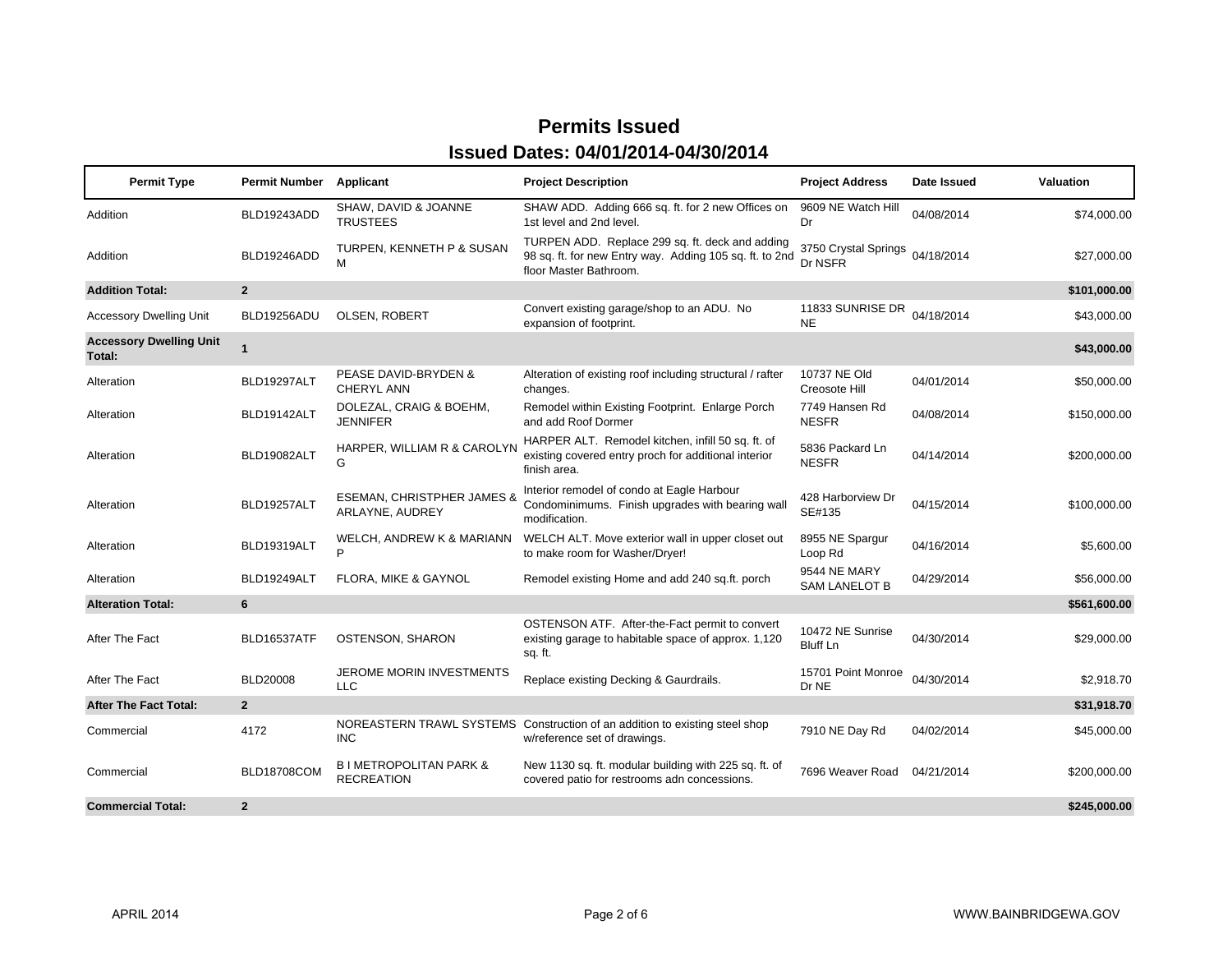# Permits Issued

## Issued Dates: 04/01/2014-04/30/2014

| Permit Type | Permit Number | Applicant | Project Description | Project Address | Date Issued | Valuation |
|---|---|---|---|---|---|---|
| Addition | BLD19243ADD | SHAW, DAVID & JOANNE TRUSTEES | SHAW ADD. Adding 666 sq. ft. for 2 new Offices on 1st level and 2nd level. | 9609 NE Watch Hill Dr | 04/08/2014 | $74,000.00 |
| Addition | BLD19246ADD | TURPEN, KENNETH P & SUSAN M | TURPEN ADD. Replace 299 sq. ft. deck and adding 98 sq. ft. for new Entry way. Adding 105 sq. ft. to 2nd floor Master Bathroom. | 3750 Crystal Springs Dr NSFR | 04/18/2014 | $27,000.00 |
| **Addition Total:** | **2** | | | | | **$101,000.00** |
| Accessory Dwelling Unit | BLD19256ADU | OLSEN, ROBERT | Convert existing garage/shop to an ADU. No expansion of footprint. | 11833 SUNRISE DR NE | 04/18/2014 | $43,000.00 |
| **Accessory Dwelling Unit Total:** | **1** | | | | | **$43,000.00** |
| Alteration | BLD19297ALT | PEASE DAVID-BRYDEN & CHERYL ANN | Alteration of existing roof including structural / rafter changes. | 10737 NE Old Creosote Hill | 04/01/2014 | $50,000.00 |
| Alteration | BLD19142ALT | DOLEZAL, CRAIG & BOEHM, JENNIFER | Remodel within Existing Footprint. Enlarge Porch and add Roof Dormer | 7749 Hansen Rd NESFR | 04/08/2014 | $150,000.00 |
| Alteration | BLD19082ALT | HARPER, WILLIAM R & CAROLYN G | HARPER ALT. Remodel kitchen, infill 50 sq. ft. of existing covered entry proch for additional interior finish area. | 5836 Packard Ln NESFR | 04/14/2014 | $200,000.00 |
| Alteration | BLD19257ALT | ESEMAN, CHRISTPHER JAMES & ARLAYNE, AUDREY | Interior remodel of condo at Eagle Harbour Condominimums. Finish upgrades with bearing wall modification. | 428 Harborview Dr SE#135 | 04/15/2014 | $100,000.00 |
| Alteration | BLD19319ALT | WELCH, ANDREW K & MARIANN P | WELCH ALT. Move exterior wall in upper closet out to make room for Washer/Dryer! | 8955 NE Spargur Loop Rd | 04/16/2014 | $5,600.00 |
| Alteration | BLD19249ALT | FLORA, MIKE & GAYNOL | Remodel existing Home and add 240 sq.ft. porch | 9544 NE MARY SAM LANELOT B | 04/29/2014 | $56,000.00 |
| **Alteration Total:** | **6** | | | | | **$561,600.00** |
| After The Fact | BLD16537ATF | OSTENSON, SHARON | OSTENSON ATF. After-the-Fact permit to convert existing garage to habitable space of approx. 1,120 sq. ft. | 10472 NE Sunrise Bluff Ln | 04/30/2014 | $29,000.00 |
| After The Fact | BLD20008 | JEROME MORIN INVESTMENTS LLC | Replace existing Decking & Gaurdrails. | 15701 Point Monroe Dr NE | 04/30/2014 | $2,918.70 |
| **After The Fact Total:** | **2** | | | | | **$31,918.70** |
| Commercial | 4172 | NOREASTERN TRAWL SYSTEMS INC | Construction of an addition to existing steel shop w/reference set of drawings. | 7910 NE Day Rd | 04/02/2014 | $45,000.00 |
| Commercial | BLD18708COM | B I METROPOLITAN PARK & RECREATION | New 1130 sq. ft. modular building with 225 sq. ft. of covered patio for restrooms adn concessions. | 7696 Weaver Road | 04/21/2014 | $200,000.00 |
| **Commercial Total:** | **2** | | | | | **$245,000.00** |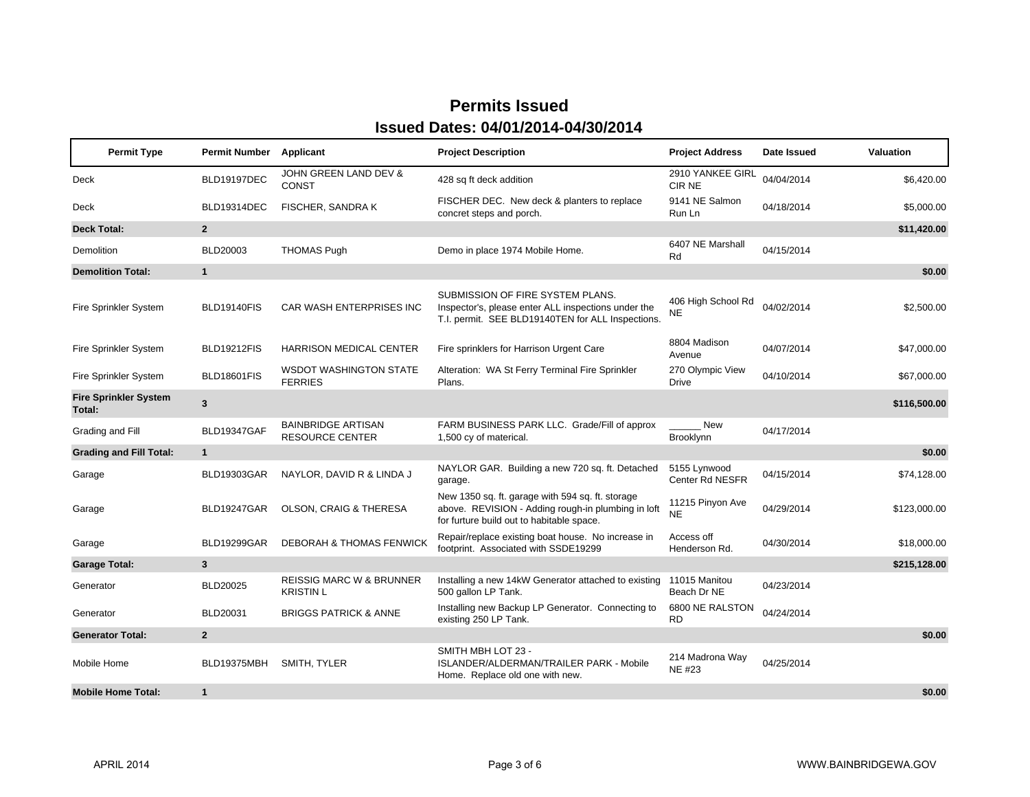# Permits Issued

## Issued Dates: 04/01/2014-04/30/2014

| Permit Type | Permit Number | Applicant | Project Description | Project Address | Date Issued | Valuation |
|---|---|---|---|---|---|---|
| Deck | BLD19197DEC | JOHN GREEN LAND DEV & CONST | 428 sq ft deck addition | 2910 YANKEE GIRL CIR NE | 04/04/2014 | $6,420.00 |
| Deck | BLD19314DEC | FISCHER, SANDRA K | FISCHER DEC. New deck & planters to replace concrete steps and porch. | 9141 NE Salmon Run Ln | 04/18/2014 | $5,000.00 |
| **Deck Total:** | **2** | | | | | **$11,420.00** |
| Demolition | BLD20003 | THOMAS Pugh | Demo in place 1974 Mobile Home. | 6407 NE Marshall Rd | 04/15/2014 | |
| **Demolition Total:** | **1** | | | | | **$0.00** |
| Fire Sprinkler System | BLD19140FIS | CAR WASH ENTERPRISES INC | SUBMISSION OF FIRE SYSTEM PLANS. Inspector's, please enter ALL inspections under the T.I. permit. SEE BLD19140TEN for ALL Inspections. | 406 High School Rd NE | 04/02/2014 | $2,500.00 |
| Fire Sprinkler System | BLD19212FIS | HARRISON MEDICAL CENTER | Fire sprinklers for Harrison Urgent Care | 8804 Madison Avenue | 04/07/2014 | $47,000.00 |
| Fire Sprinkler System | BLD18601FIS | WSDOT WASHINGTON STATE FERRIES | Alteration: WA St Ferry Terminal Fire Sprinkler Plans. | 270 Olympic View Drive | 04/10/2014 | $67,000.00 |
| **Fire Sprinkler System Total:** | **3** | | | | | **$116,500.00** |
| Grading and Fill | BLD19347GAF | BAINBRIDGE ARTISAN RESOURCE CENTER | FARM BUSINESS PARK LLC. Grade/Fill of approx 1,500 cy of materical. | ______ New Brooklynn | 04/17/2014 | |
| **Grading and Fill Total:** | **1** | | | | | **$0.00** |
| Garage | BLD19303GAR | NAYLOR, DAVID R & LINDA J | NAYLOR GAR. Building a new 720 sq. ft. Detached garage. | 5155 Lynwood Center Rd NESFR | 04/15/2014 | $74,128.00 |
| Garage | BLD19247GAR | OLSON, CRAIG & THERESA | New 1350 sq. ft. garage with 594 sq. ft. storage above. REVISION - Adding rough-in plumbing in loft for furture build out to habitable space. | 11215 Pinyon Ave NE | 04/29/2014 | $123,000.00 |
| Garage | BLD19299GAR | DEBORAH & THOMAS FENWICK | Repair/replace existing boat house. No increase in footprint. Associated with SSDE19299 | Access off Henderson Rd. | 04/30/2014 | $18,000.00 |
| **Garage Total:** | **3** | | | | | **$215,128.00** |
| Generator | BLD20025 | REISSIG MARC W & BRUNNER KRISTIN L | Installing a new 14kW Generator attached to existing 500 gallon LP Tank. | 11015 Manitou Beach Dr NE | 04/23/2014 | |
| Generator | BLD20031 | BRIGGS PATRICK & ANNE | Installing new Backup LP Generator. Connecting to existing 250 LP Tank. | 6800 NE RALSTON RD | 04/24/2014 | |
| **Generator Total:** | **2** | | | | | **$0.00** |
| Mobile Home | BLD19375MBH | SMITH, TYLER | SMITH MBH LOT 23 - ISLANDER/ALDERMAN/TRAILER PARK - Mobile Home. Replace old one with new. | 214 Madrona Way NE #23 | 04/25/2014 | |
| **Mobile Home Total:** | **1** | | | | | **$0.00** |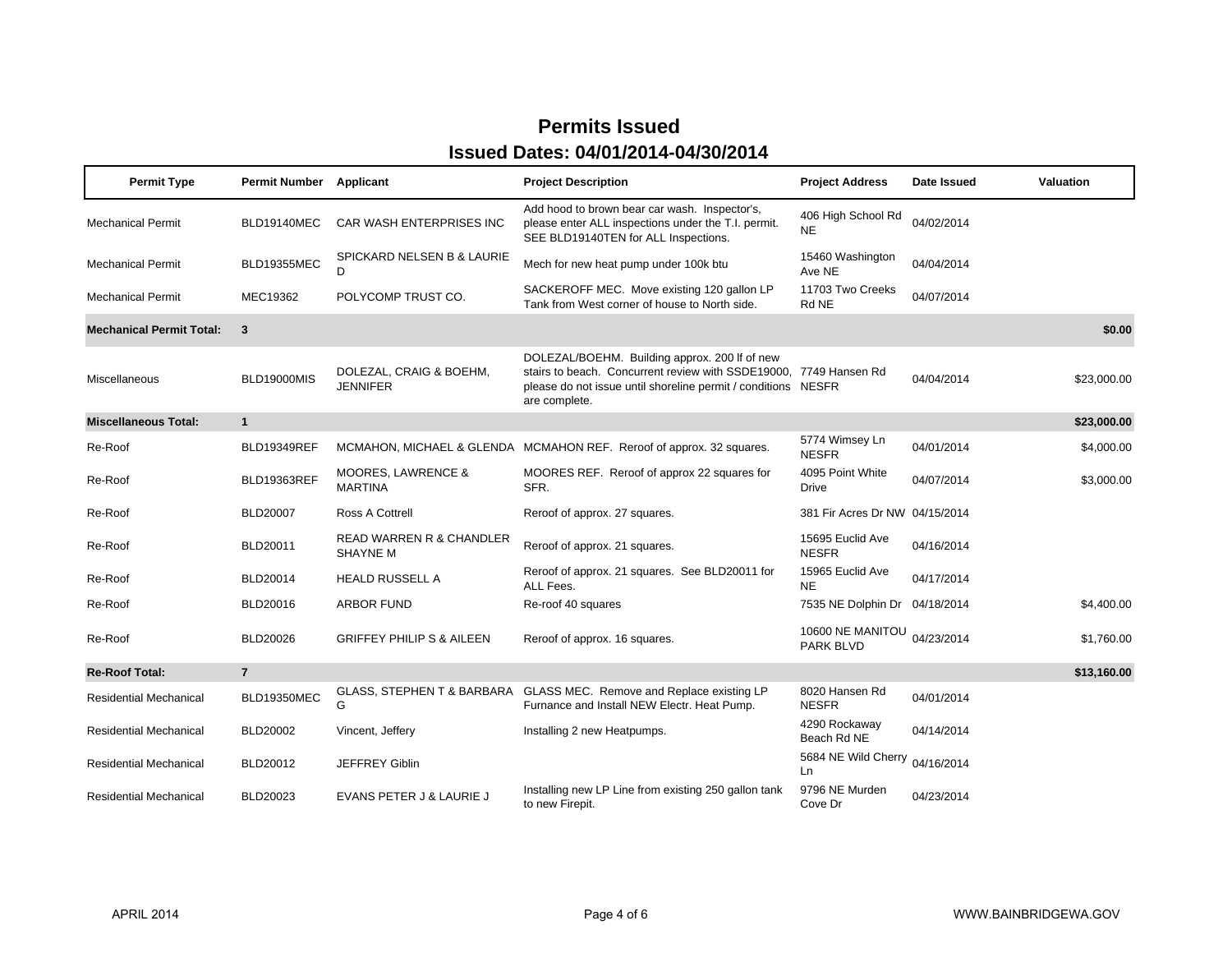# Permits Issued

## Issued Dates: 04/01/2014-04/30/2014

| Permit Type | Permit Number | Applicant | Project Description | Project Address | Date Issued | Valuation |
|---|---|---|---|---|---|---|
| Mechanical Permit | BLD19140MEC | CAR WASH ENTERPRISES INC | Add hood to brown bear car wash. Inspector's, please enter ALL inspections under the T.I. permit. SEE BLD19140TEN for ALL Inspections. | 406 High School Rd NE | 04/02/2014 | |
| Mechanical Permit | BLD19355MEC | SPICKARD NELSEN B & LAURIE D | Mech for new heat pump under 100k btu | 15460 Washington Ave NE | 04/04/2014 | |
| Mechanical Permit | MEC19362 | POLYCOMP TRUST CO. | SACKEROFF MEC. Move existing 120 gallon LP Tank from West corner of house to North side. | 11703 Two Creeks Rd NE | 04/07/2014 | |
| **Mechanical Permit Total:** | **3** | | | | | **$0.00** |
| Miscellaneous | BLD19000MIS | DOLEZAL, CRAIG & BOEHM, JENNIFER | DOLEZAL/BOEHM. Building approx. 200 lf of new stairs to beach. Concurrent review with SSDE19000, please do not issue until shoreline permit / conditions are complete. | 7749 Hansen Rd NESFR | 04/04/2014 | $23,000.00 |
| **Miscellaneous Total:** | **1** | | | | | **$23,000.00** |
| Re-Roof | BLD19349REF | MCMAHON, MICHAEL & GLENDA | MCMAHON REF. Reroof of approx. 32 squares. | 5774 Wimsey Ln NESFR | 04/01/2014 | $4,000.00 |
| Re-Roof | BLD19363REF | MOORES, LAWRENCE & MARTINA | MOORES REF. Reroof of approx 22 squares for SFR. | 4095 Point White Drive | 04/07/2014 | $3,000.00 |
| Re-Roof | BLD20007 | Ross A Cottrell | Reroof of approx. 27 squares. | 381 Fir Acres Dr NW | 04/15/2014 | |
| Re-Roof | BLD20011 | READ WARREN R & CHANDLER SHAYNE M | Reroof of approx. 21 squares. | 15695 Euclid Ave NESFR | 04/16/2014 | |
| Re-Roof | BLD20014 | HEALD RUSSELL A | Reroof of approx. 21 squares. See BLD20011 for ALL Fees. | 15965 Euclid Ave NE | 04/17/2014 | |
| Re-Roof | BLD20016 | ARBOR FUND | Re-roof 40 squares | 7535 NE Dolphin Dr | 04/18/2014 | $4,400.00 |
| Re-Roof | BLD20026 | GRIFFEY PHILIP S & AILEEN | Reroof of approx. 16 squares. | 10600 NE MANITOU PARK BLVD | 04/23/2014 | $1,760.00 |
| **Re-Roof Total:** | **7** | | | | | **$13,160.00** |
| Residential Mechanical | BLD19350MEC | GLASS, STEPHEN T & BARBARA G | GLASS MEC. Remove and Replace existing LP Furnance and Install NEW Electr. Heat Pump. | 8020 Hansen Rd NESFR | 04/01/2014 | |
| Residential Mechanical | BLD20002 | Vincent, Jeffery | Installing 2 new Heatpumps. | 4290 Rockaway Beach Rd NE | 04/14/2014 | |
| Residential Mechanical | BLD20012 | JEFFREY Giblin | | 5684 NE Wild Cherry Ln | 04/16/2014 | |
| Residential Mechanical | BLD20023 | EVANS PETER J & LAURIE J | Installing new LP Line from existing 250 gallon tank to new Firepit. | 9796 NE Murden Cove Dr | 04/23/2014 | |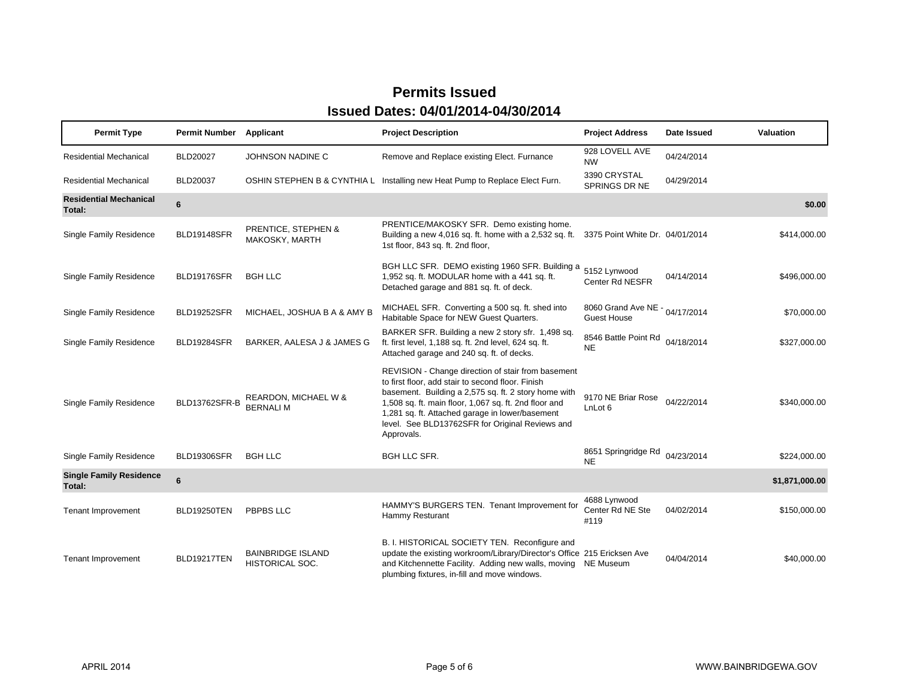# Permits Issued

## Issued Dates: 04/01/2014-04/30/2014

| Permit Type | Permit Number | Applicant | Project Description | Project Address | Date Issued | Valuation |
|---|---|---|---|---|---|---|
| Residential Mechanical | BLD20027 | JOHNSON NADINE C | Remove and Replace existing Elect. Furnance | 928 LOVELL AVE NW | 04/24/2014 | |
| Residential Mechanical | BLD20037 | OSHIN STEPHEN B & CYNTHIA L | Installing new Heat Pump to Replace Elect Furn. | 3390 CRYSTAL SPRINGS DR NE | 04/29/2014 | |
| **Residential Mechanical Total:** | **6** | | | | | **$0.00** |
| Single Family Residence | BLD19148SFR | PRENTICE, STEPHEN & MAKOSKY, MARTH | PRENTICE/MAKOSKY SFR. Demo existing home. Building a new 4,016 sq. ft. home with a 2,532 sq. ft. 1st floor, 843 sq. ft. 2nd floor, | 3375 Point White Dr. | 04/01/2014 | $414,000.00 |
| Single Family Residence | BLD19176SFR | BGH LLC | BGH LLC SFR. DEMO existing 1960 SFR. Building a 1,952 sq. ft. MODULAR home with a 441 sq. ft. Detached garage and 881 sq. ft. of deck. | 5152 Lynwood Center Rd NESFR | 04/14/2014 | $496,000.00 |
| Single Family Residence | BLD19252SFR | MICHAEL, JOSHUA B A & AMY B | MICHAEL SFR. Converting a 500 sq. ft. shed into Habitable Space for NEW Guest Quarters. | 8060 Grand Ave NE - Guest House | 04/17/2014 | $70,000.00 |
| Single Family Residence | BLD19284SFR | BARKER, AALESA J & JAMES G | BARKER SFR. Building a new 2 story sfr. 1,498 sq. ft. first level, 1,188 sq. ft. 2nd level, 624 sq. ft. Attached garage and 240 sq. ft. of decks. | 8546 Battle Point Rd NE | 04/18/2014 | $327,000.00 |
| Single Family Residence | BLD13762SFR-B | REARDON, MICHAEL W & BERNALI M | REVISION - Change direction of stair from basement to first floor, add stair to second floor. Finish basement. Building a 2,575 sq. ft. 2 story home with 1,508 sq. ft. main floor, 1,067 sq. ft. 2nd floor and 1,281 sq. ft. Attached garage in lower/basement level. See BLD13762SFR for Original Reviews and Approvals. | 9170 NE Briar Rose LnLot 6 | 04/22/2014 | $340,000.00 |
| Single Family Residence | BLD19306SFR | BGH LLC | BGH LLC SFR. | 8651 Springridge Rd NE | 04/23/2014 | $224,000.00 |
| **Single Family Residence Total:** | **6** | | | | | **$1,871,000.00** |
| Tenant Improvement | BLD19250TEN | PBPBS LLC | HAMMY'S BURGERS TEN. Tenant Improvement for Hammy Resturant | 4688 Lynwood Center Rd NE Ste #119 | 04/02/2014 | $150,000.00 |
| Tenant Improvement | BLD19217TEN | BAINBRIDGE ISLAND HISTORICAL SOC. | B. I. HISTORICAL SOCIETY TEN. Reconfigure and update the existing workroom/Library/Director's Office and Kitchennette Facility. Adding new walls, moving plumbing fixtures, in-fill and move windows. | 215 Ericksen Ave NE Museum | 04/04/2014 | $40,000.00 |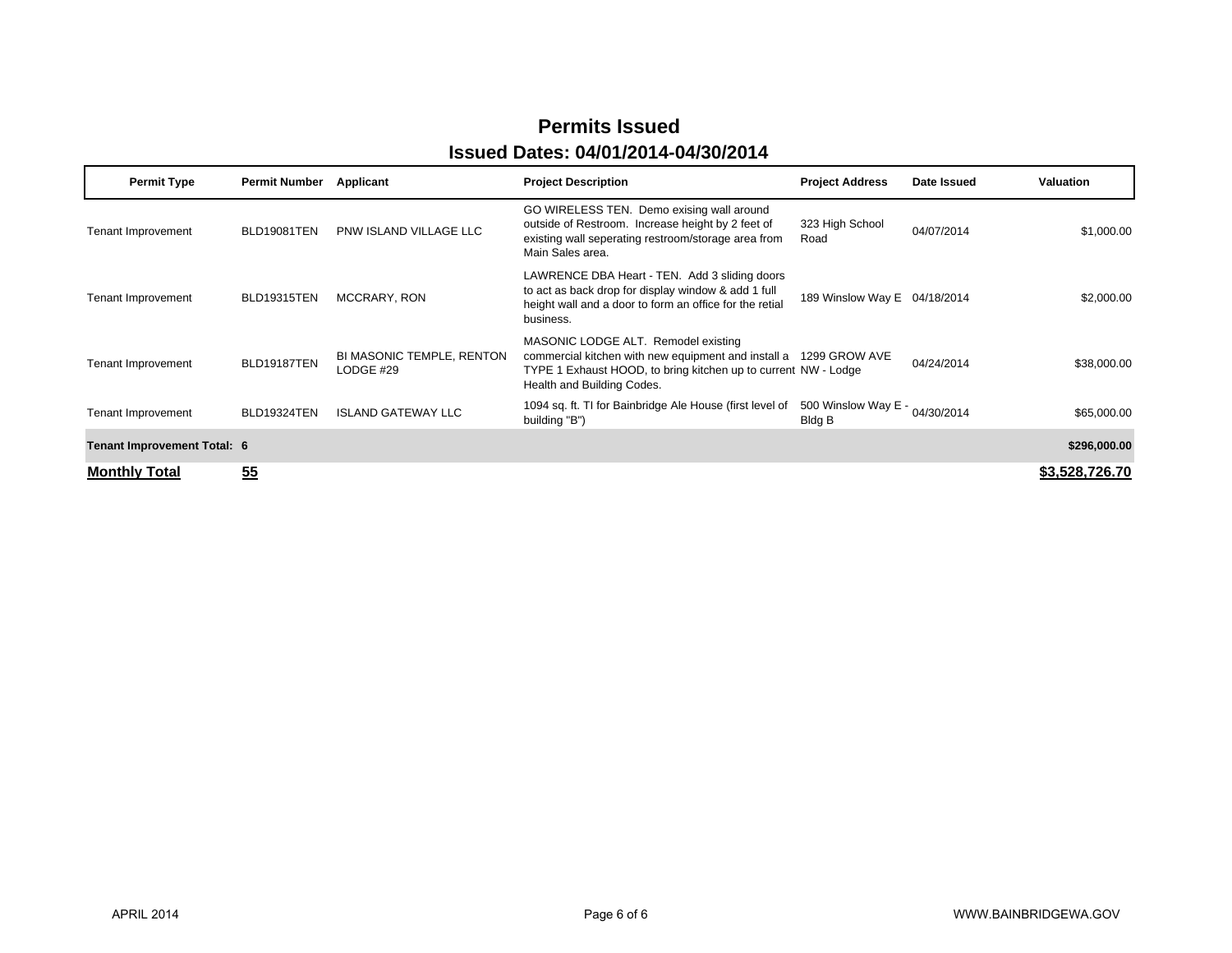# Permits Issued

## Issued Dates: 04/01/2014-04/30/2014

| Permit Type | Permit Number | Applicant | Project Description | Project Address | Date Issued | Valuation |
|---|---|---|---|---|---|---|
| Tenant Improvement | BLD19081TEN | PNW ISLAND VILLAGE LLC | GO WIRELESS TEN. Demo exising wall around outside of Restroom. Increase height by 2 feet of existing wall seperating restroom/storage area from Main Sales area. | 323 High School Road | 04/07/2014 | $1,000.00 |
| Tenant Improvement | BLD19315TEN | MCCRARY, RON | LAWRENCE DBA Heart - TEN. Add 3 sliding doors to act as back drop for display window & add 1 full height wall and a door to form an office for the retial business. | 189 Winslow Way E | 04/18/2014 | $2,000.00 |
| Tenant Improvement | BLD19187TEN | BI MASONIC TEMPLE, RENTON LODGE #29 | MASONIC LODGE ALT. Remodel existing commercial kitchen with new equipment and install a TYPE 1 Exhaust HOOD, to bring kitchen up to current Health and Building Codes. | 1299 GROW AVE NW - Lodge | 04/24/2014 | $38,000.00 |
| Tenant Improvement | BLD19324TEN | ISLAND GATEWAY LLC | 1094 sq. ft. TI for Bainbridge Ale House (first level of building "B") | 500 Winslow Way E - Bldg B | 04/30/2014 | $65,000.00 |
| **Tenant Improvement Total: 6** | | | | | | **$296,000.00** |
| **Monthly Total** | **55** | | | | | **$3,528,726.70** |